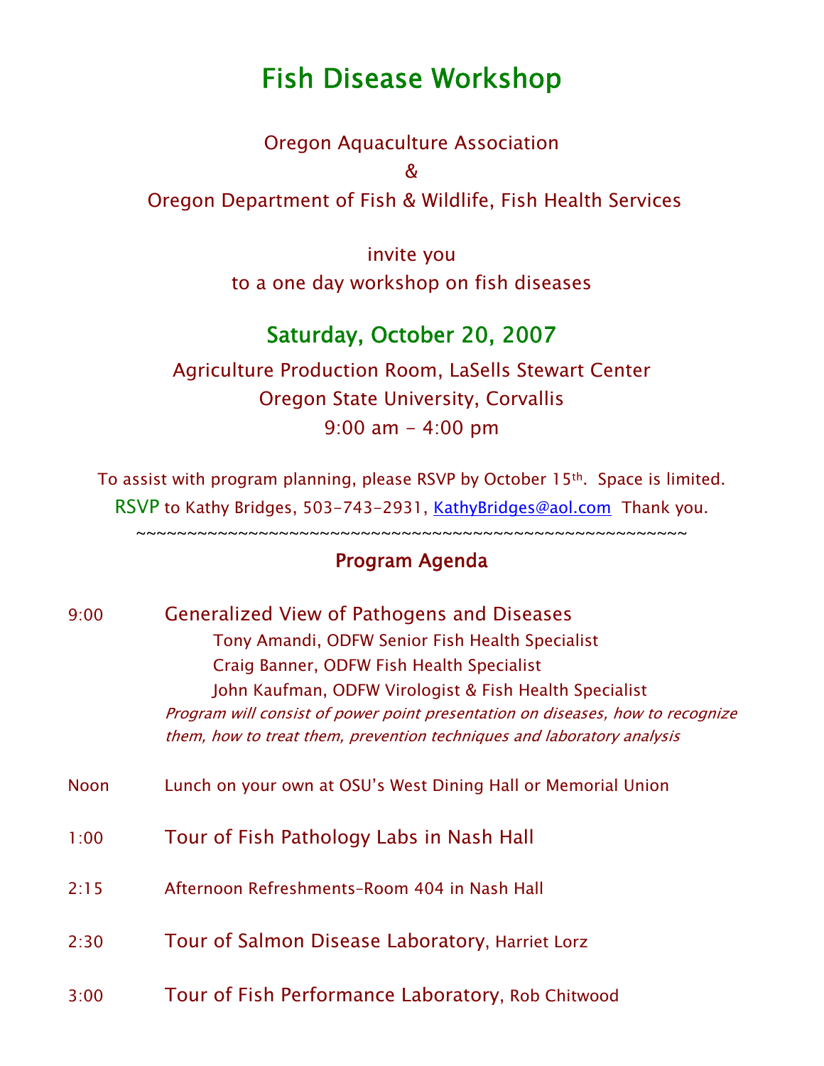# Fish Disease Workshop

Oregon Aquaculture Association

&

Oregon Department of Fish & Wildlife, Fish Health Services

invite you
to a one day workshop on fish diseases

## Saturday, October 20, 2007

Agriculture Production Room, LaSells Stewart Center
Oregon State University, Corvallis
9:00 am – 4:00 pm

To assist with program planning, please RSVP by October 15th. Space is limited.

RSVP to Kathy Bridges, 503-743-2931, KathyBridges@aol.com Thank you.

~~~~~~~~~~~~~~~~~~~~~~~~~~~~~~~~~~~~~~~~~~~~~~~~~~~~~~~~

## Program Agenda

**9:00** Generalized View of Pathogens and Diseases

Tony Amandi, ODFW Senior Fish Health Specialist
Craig Banner, ODFW Fish Health Specialist
John Kaufman, ODFW Virologist & Fish Health Specialist

*Program will consist of power point presentation on diseases, how to recognize them, how to treat them, prevention techniques and laboratory analysis*

**Noon** Lunch on your own at OSU's West Dining Hall or Memorial Union

**1:00** Tour of Fish Pathology Labs in Nash Hall

**2:15** Afternoon Refreshments–Room 404 in Nash Hall

**2:30** Tour of Salmon Disease Laboratory, Harriet Lorz

**3:00** Tour of Fish Performance Laboratory, Rob Chitwood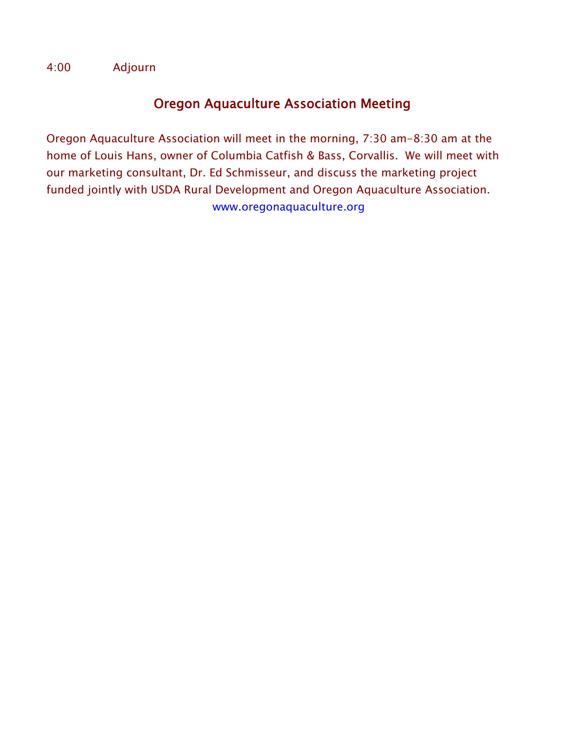4:00 Adjourn

## Oregon Aquaculture Association Meeting

Oregon Aquaculture Association will meet in the morning, 7:30 am–8:30 am at the home of Louis Hans, owner of Columbia Catfish & Bass, Corvallis. We will meet with our marketing consultant, Dr. Ed Schmisseur, and discuss the marketing project funded jointly with USDA Rural Development and Oregon Aquaculture Association.

www.oregonaquaculture.org